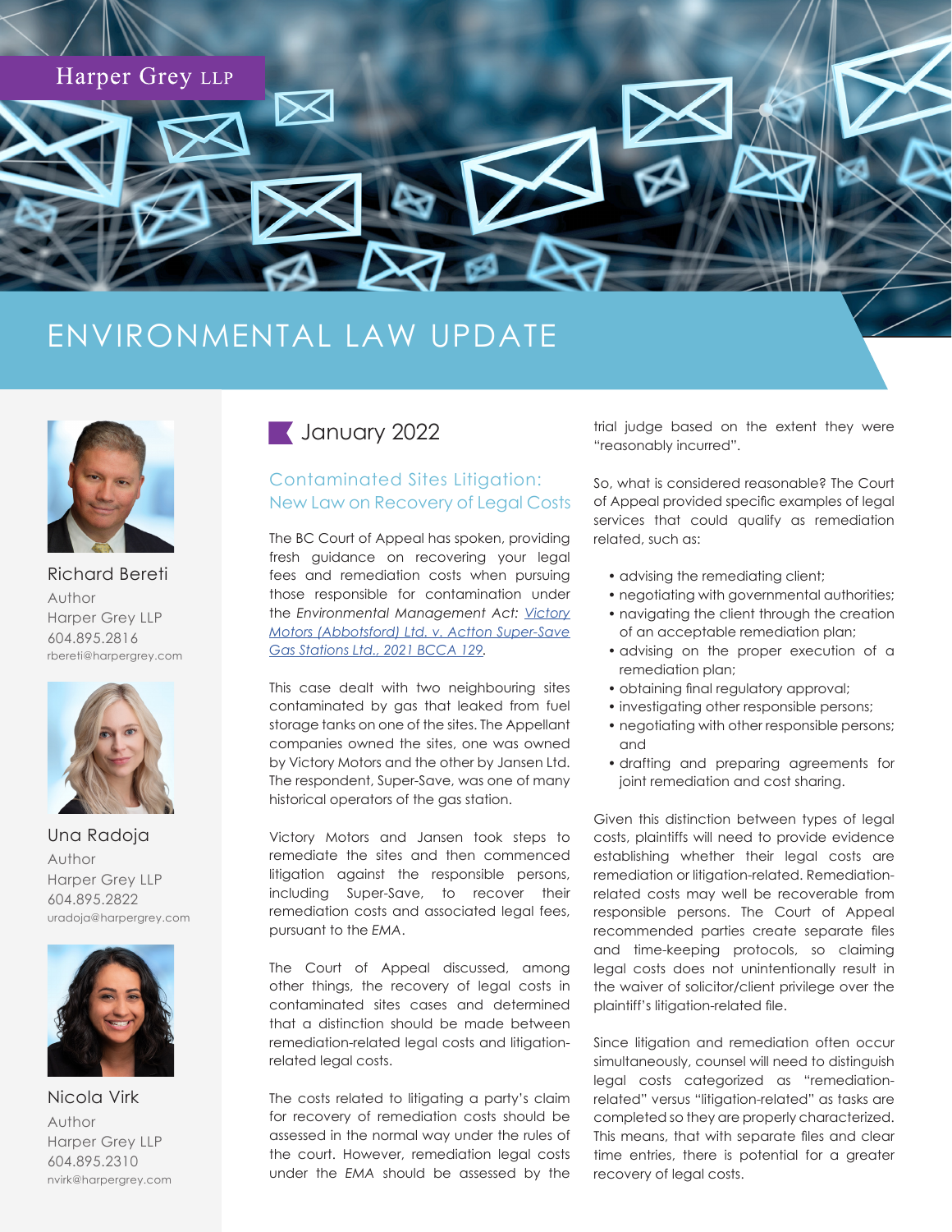Harper Grey LLP

# ENVIRONMENTAL LAW UPDATE

Richard Bereti
Author
Harper Grey LLP
604.895.2816
rbereti@harpergrey.com

Una Radoja
Author
Harper Grey LLP
604.895.2822
uradoja@harpergrey.com

Nicola Virk
Author
Harper Grey LLP
604.895.2310
nvirk@harpergrey.com

## January 2022

### Contaminated Sites Litigation: New Law on Recovery of Legal Costs

The BC Court of Appeal has spoken, providing fresh guidance on recovering your legal fees and remediation costs when pursuing those responsible for contamination under the *Environmental Management Act*: *Victory Motors (Abbotsford) Ltd. v. Actton Super-Save Gas Stations Ltd., 2021 BCCA 129*.

This case dealt with two neighbouring sites contaminated by gas that leaked from fuel storage tanks on one of the sites. The Appellant companies owned the sites, one was owned by Victory Motors and the other by Jansen Ltd. The respondent, Super-Save, was one of many historical operators of the gas station.

Victory Motors and Jansen took steps to remediate the sites and then commenced litigation against the responsible persons, including Super-Save, to recover their remediation costs and associated legal fees, pursuant to the *EMA*.

The Court of Appeal discussed, among other things, the recovery of legal costs in contaminated sites cases and determined that a distinction should be made between remediation-related legal costs and litigation-related legal costs.

The costs related to litigating a party's claim for recovery of remediation costs should be assessed in the normal way under the rules of the court. However, remediation legal costs under the *EMA* should be assessed by the trial judge based on the extent they were "reasonably incurred".

So, what is considered reasonable? The Court of Appeal provided specific examples of legal services that could qualify as remediation related, such as:

- advising the remediating client;
- negotiating with governmental authorities;
- navigating the client through the creation of an acceptable remediation plan;
- advising on the proper execution of a remediation plan;
- obtaining final regulatory approval;
- investigating other responsible persons;
- negotiating with other responsible persons; and
- drafting and preparing agreements for joint remediation and cost sharing.

Given this distinction between types of legal costs, plaintiffs will need to provide evidence establishing whether their legal costs are remediation or litigation-related. Remediation-related costs may well be recoverable from responsible persons. The Court of Appeal recommended parties create separate files and time-keeping protocols, so claiming legal costs does not unintentionally result in the waiver of solicitor/client privilege over the plaintiff's litigation-related file.

Since litigation and remediation often occur simultaneously, counsel will need to distinguish legal costs categorized as "remediation-related" versus "litigation-related" as tasks are completed so they are properly characterized. This means, that with separate files and clear time entries, there is potential for a greater recovery of legal costs.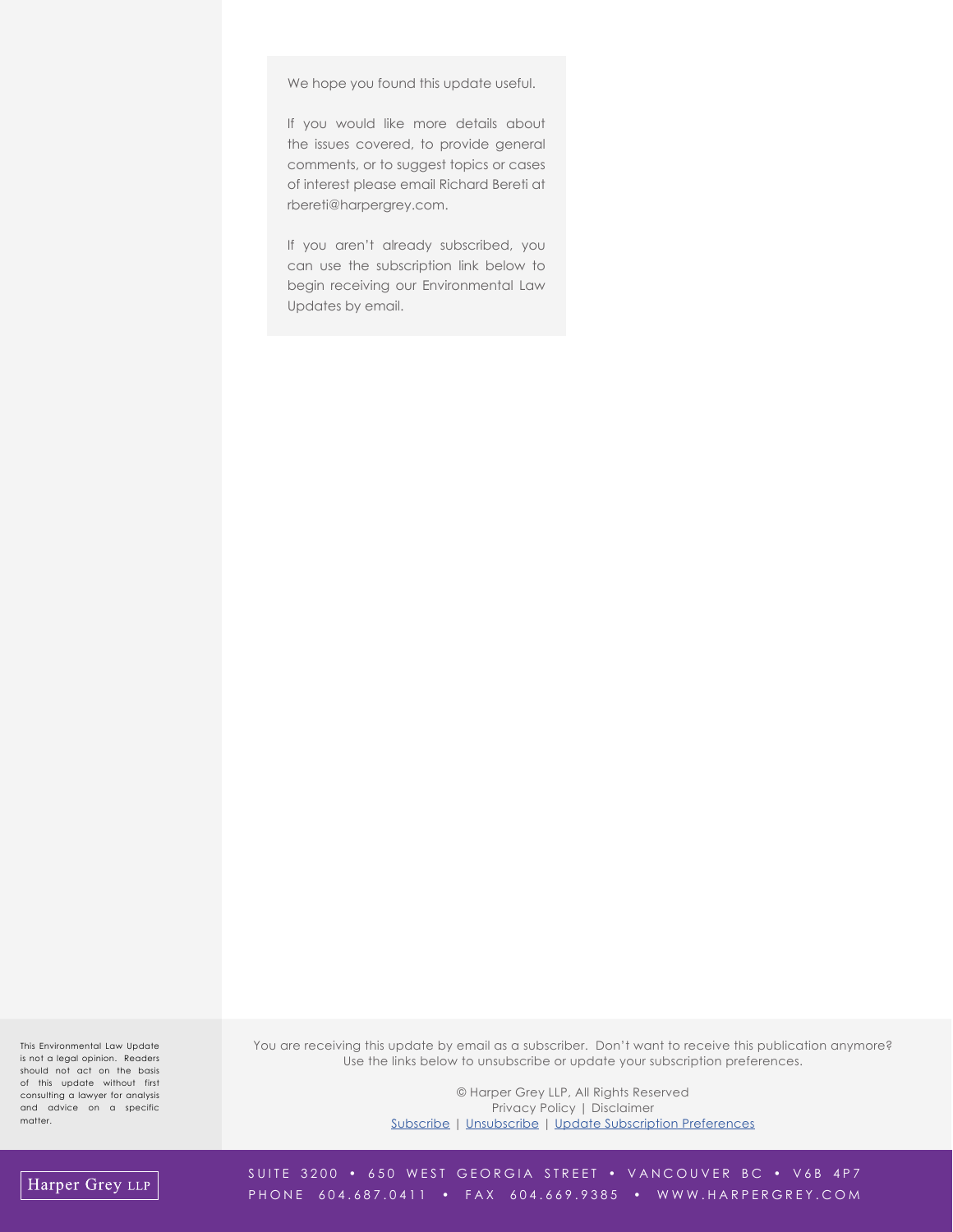We hope you found this update useful.

If you would like more details about the issues covered, to provide general comments, or to suggest topics or cases of interest please email Richard Bereti at rbereti@harpergrey.com.

If you aren't already subscribed, you can use the subscription link below to begin receiving our Environmental Law Updates by email.

This Environmental Law Update is not a legal opinion. Readers should not act on the basis of this update without first consulting a lawyer for analysis and advice on a specific matter.

You are receiving this update by email as a subscriber. Don't want to receive this publication anymore? Use the links below to unsubscribe or update your subscription preferences.

© Harper Grey LLP, All Rights Reserved
Privacy Policy | Disclaimer
Subscribe | Unsubscribe | Update Subscription Preferences

Harper Grey LLP

SUITE 3200 • 650 WEST GEORGIA STREET • VANCOUVER BC • V6B 4P7
PHONE 604.687.0411 • FAX 604.669.9385 • WWW.HARPERGREY.COM